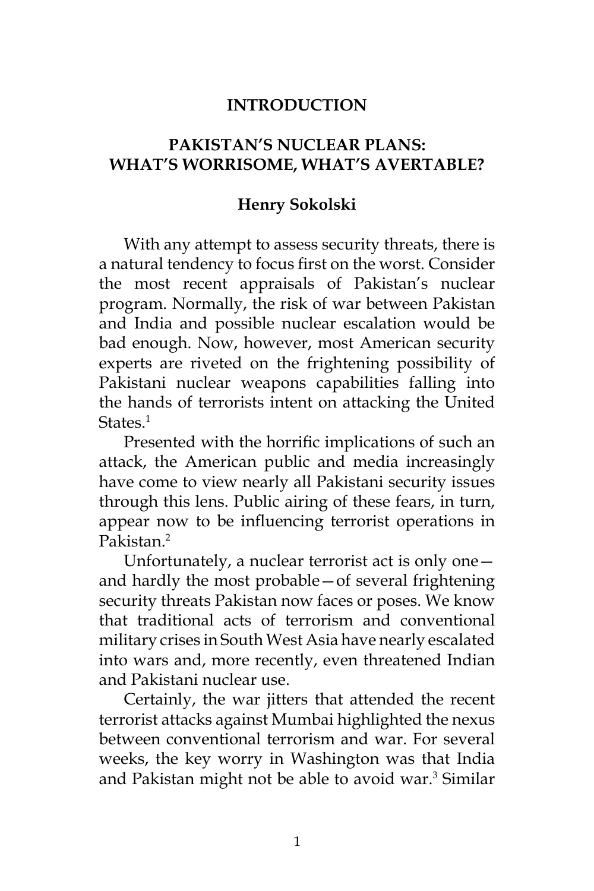# INTRODUCTION

## PAKISTAN'S NUCLEAR PLANS: WHAT'S WORRISOME, WHAT'S AVERTABLE?

**Henry Sokolski**

With any attempt to assess security threats, there is a natural tendency to focus first on the worst. Consider the most recent appraisals of Pakistan's nuclear program. Normally, the risk of war between Pakistan and India and possible nuclear escalation would be bad enough. Now, however, most American security experts are riveted on the frightening possibility of Pakistani nuclear weapons capabilities falling into the hands of terrorists intent on attacking the United States.[1]

Presented with the horrific implications of such an attack, the American public and media increasingly have come to view nearly all Pakistani security issues through this lens. Public airing of these fears, in turn, appear now to be influencing terrorist operations in Pakistan.[2]

Unfortunately, a nuclear terrorist act is only one—and hardly the most probable—of several frightening security threats Pakistan now faces or poses. We know that traditional acts of terrorism and conventional military crises in South West Asia have nearly escalated into wars and, more recently, even threatened Indian and Pakistani nuclear use.

Certainly, the war jitters that attended the recent terrorist attacks against Mumbai highlighted the nexus between conventional terrorism and war. For several weeks, the key worry in Washington was that India and Pakistan might not be able to avoid war.[3] Similar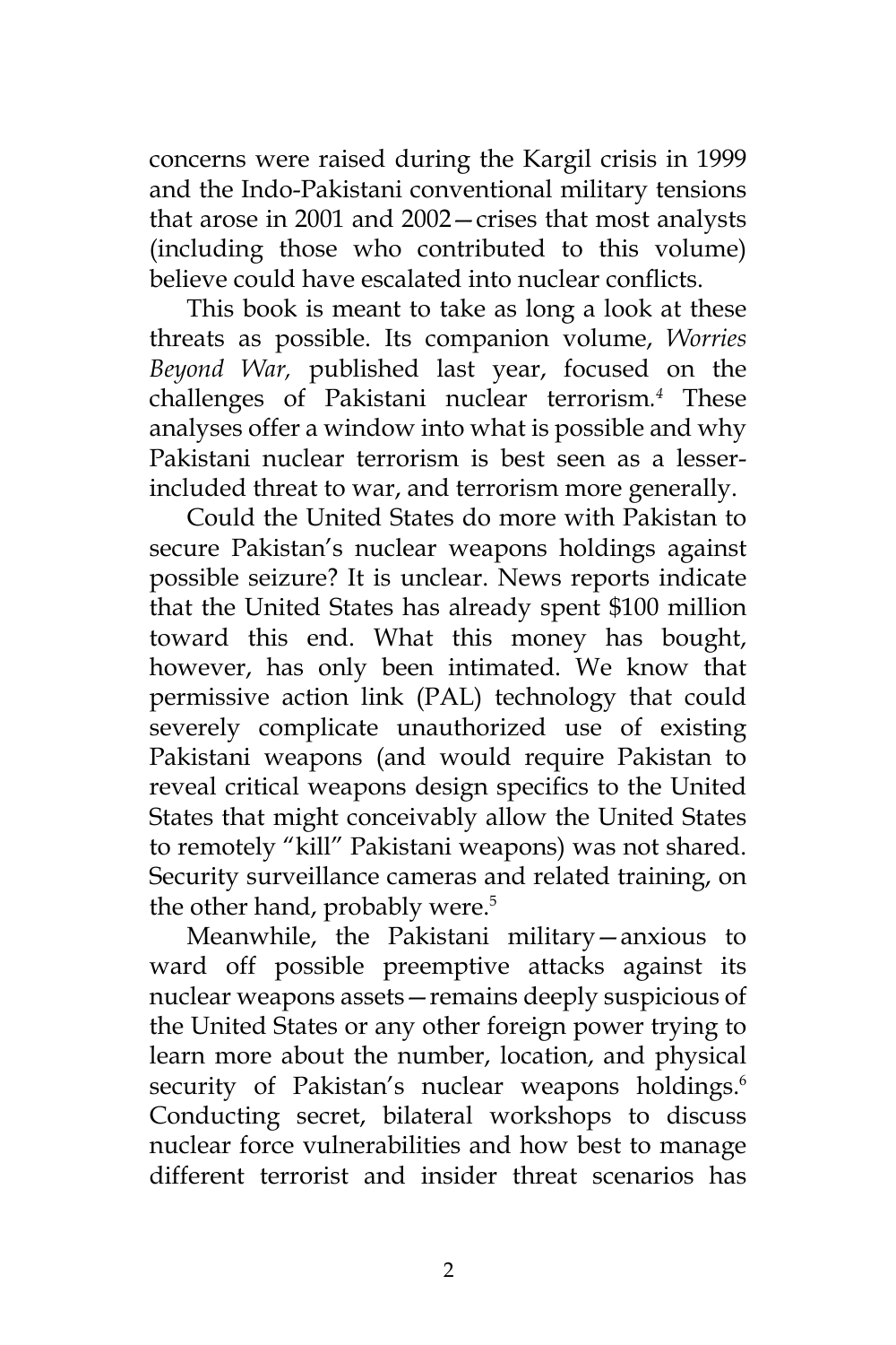concerns were raised during the Kargil crisis in 1999 and the Indo-Pakistani conventional military tensions that arose in 2001 and 2002—crises that most analysts (including those who contributed to this volume) believe could have escalated into nuclear conflicts.

This book is meant to take as long a look at these threats as possible. Its companion volume, *Worries Beyond War,* published last year, focused on the challenges of Pakistani nuclear terrorism.[4] These analyses offer a window into what is possible and why Pakistani nuclear terrorism is best seen as a lesser-included threat to war, and terrorism more generally.

Could the United States do more with Pakistan to secure Pakistan's nuclear weapons holdings against possible seizure? It is unclear. News reports indicate that the United States has already spent $100 million toward this end. What this money has bought, however, has only been intimated. We know that permissive action link (PAL) technology that could severely complicate unauthorized use of existing Pakistani weapons (and would require Pakistan to reveal critical weapons design specifics to the United States that might conceivably allow the United States to remotely "kill" Pakistani weapons) was not shared. Security surveillance cameras and related training, on the other hand, probably were.[5]

Meanwhile, the Pakistani military—anxious to ward off possible preemptive attacks against its nuclear weapons assets—remains deeply suspicious of the United States or any other foreign power trying to learn more about the number, location, and physical security of Pakistan's nuclear weapons holdings.[6] Conducting secret, bilateral workshops to discuss nuclear force vulnerabilities and how best to manage different terrorist and insider threat scenarios has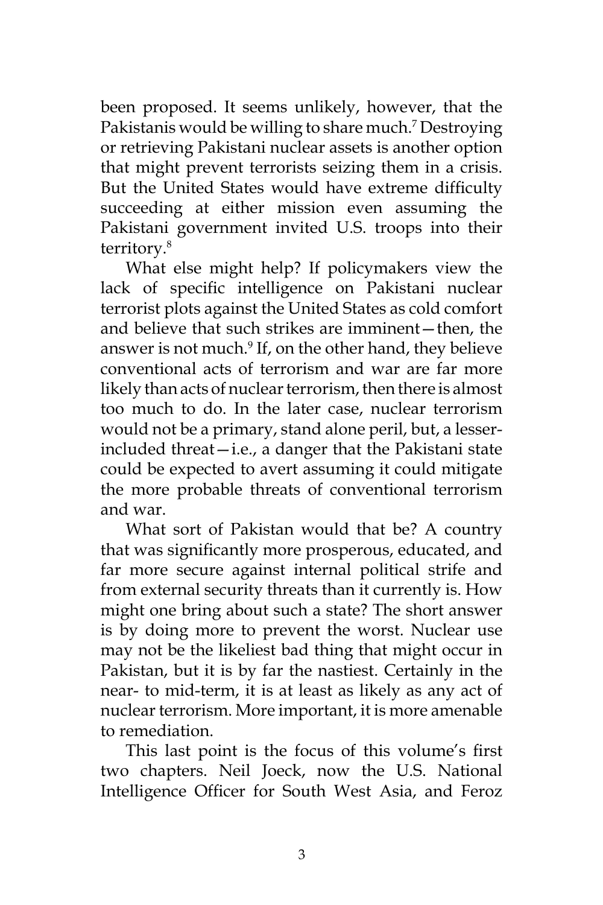been proposed. It seems unlikely, however, that the Pakistanis would be willing to share much.[7] Destroying or retrieving Pakistani nuclear assets is another option that might prevent terrorists seizing them in a crisis. But the United States would have extreme difficulty succeeding at either mission even assuming the Pakistani government invited U.S. troops into their territory.[8]

What else might help? If policymakers view the lack of specific intelligence on Pakistani nuclear terrorist plots against the United States as cold comfort and believe that such strikes are imminent—then, the answer is not much.[9] If, on the other hand, they believe conventional acts of terrorism and war are far more likely than acts of nuclear terrorism, then there is almost too much to do. In the later case, nuclear terrorism would not be a primary, stand alone peril, but, a lesser-included threat—i.e., a danger that the Pakistani state could be expected to avert assuming it could mitigate the more probable threats of conventional terrorism and war.

What sort of Pakistan would that be? A country that was significantly more prosperous, educated, and far more secure against internal political strife and from external security threats than it currently is. How might one bring about such a state? The short answer is by doing more to prevent the worst. Nuclear use may not be the likeliest bad thing that might occur in Pakistan, but it is by far the nastiest. Certainly in the near- to mid-term, it is at least as likely as any act of nuclear terrorism. More important, it is more amenable to remediation.

This last point is the focus of this volume's first two chapters. Neil Joeck, now the U.S. National Intelligence Officer for South West Asia, and Feroz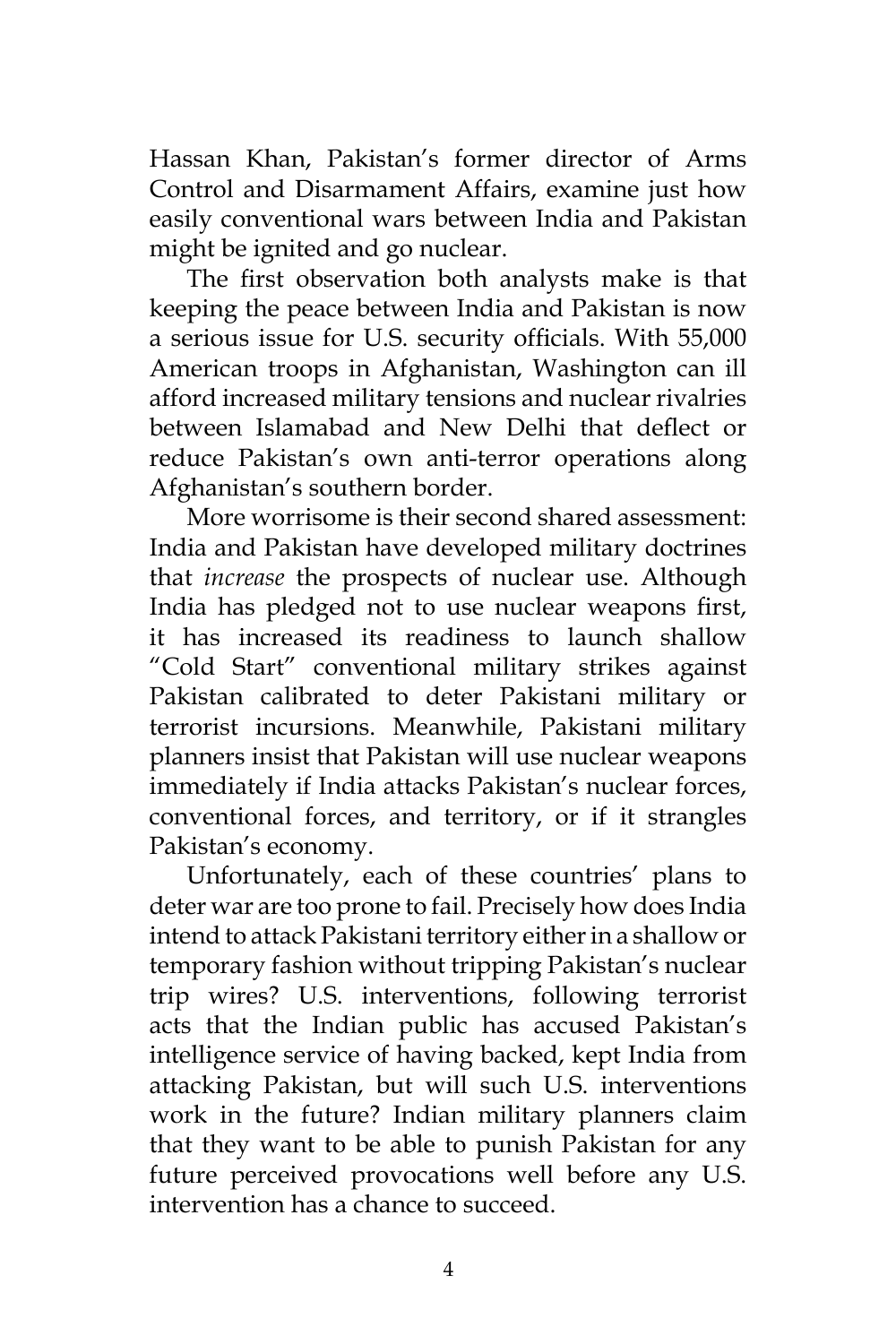Hassan Khan, Pakistan's former director of Arms Control and Disarmament Affairs, examine just how easily conventional wars between India and Pakistan might be ignited and go nuclear.

The first observation both analysts make is that keeping the peace between India and Pakistan is now a serious issue for U.S. security officials. With 55,000 American troops in Afghanistan, Washington can ill afford increased military tensions and nuclear rivalries between Islamabad and New Delhi that deflect or reduce Pakistan's own anti-terror operations along Afghanistan's southern border.

More worrisome is their second shared assessment: India and Pakistan have developed military doctrines that *increase* the prospects of nuclear use. Although India has pledged not to use nuclear weapons first, it has increased its readiness to launch shallow "Cold Start" conventional military strikes against Pakistan calibrated to deter Pakistani military or terrorist incursions. Meanwhile, Pakistani military planners insist that Pakistan will use nuclear weapons immediately if India attacks Pakistan's nuclear forces, conventional forces, and territory, or if it strangles Pakistan's economy.

Unfortunately, each of these countries' plans to deter war are too prone to fail. Precisely how does India intend to attack Pakistani territory either in a shallow or temporary fashion without tripping Pakistan's nuclear trip wires? U.S. interventions, following terrorist acts that the Indian public has accused Pakistan's intelligence service of having backed, kept India from attacking Pakistan, but will such U.S. interventions work in the future? Indian military planners claim that they want to be able to punish Pakistan for any future perceived provocations well before any U.S. intervention has a chance to succeed.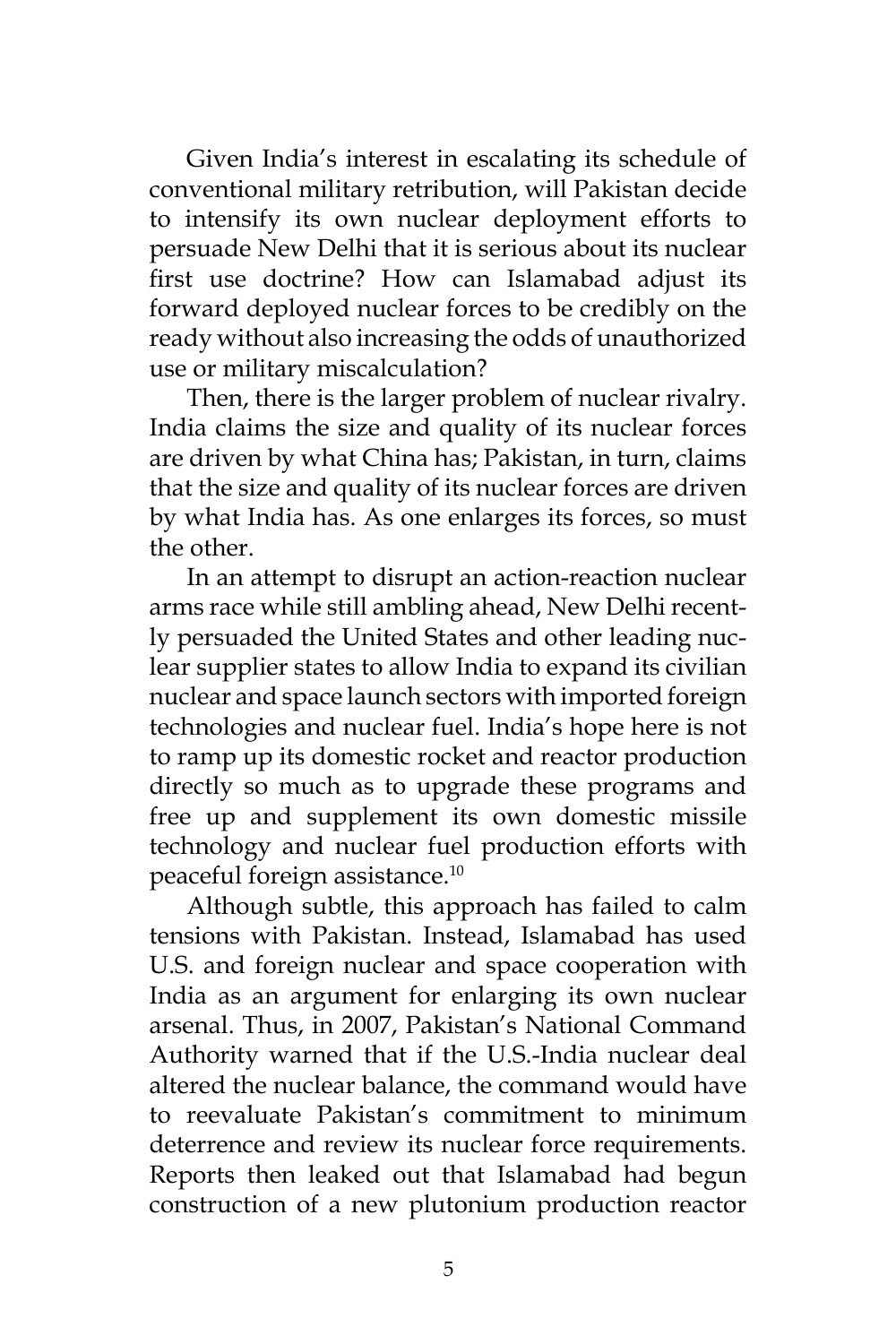Given India's interest in escalating its schedule of conventional military retribution, will Pakistan decide to intensify its own nuclear deployment efforts to persuade New Delhi that it is serious about its nuclear first use doctrine? How can Islamabad adjust its forward deployed nuclear forces to be credibly on the ready without also increasing the odds of unauthorized use or military miscalculation?

Then, there is the larger problem of nuclear rivalry. India claims the size and quality of its nuclear forces are driven by what China has; Pakistan, in turn, claims that the size and quality of its nuclear forces are driven by what India has. As one enlarges its forces, so must the other.

In an attempt to disrupt an action-reaction nuclear arms race while still ambling ahead, New Delhi recently persuaded the United States and other leading nuclear supplier states to allow India to expand its civilian nuclear and space launch sectors with imported foreign technologies and nuclear fuel. India's hope here is not to ramp up its domestic rocket and reactor production directly so much as to upgrade these programs and free up and supplement its own domestic missile technology and nuclear fuel production efforts with peaceful foreign assistance.[10]

Although subtle, this approach has failed to calm tensions with Pakistan. Instead, Islamabad has used U.S. and foreign nuclear and space cooperation with India as an argument for enlarging its own nuclear arsenal. Thus, in 2007, Pakistan's National Command Authority warned that if the U.S.-India nuclear deal altered the nuclear balance, the command would have to reevaluate Pakistan's commitment to minimum deterrence and review its nuclear force requirements. Reports then leaked out that Islamabad had begun construction of a new plutonium production reactor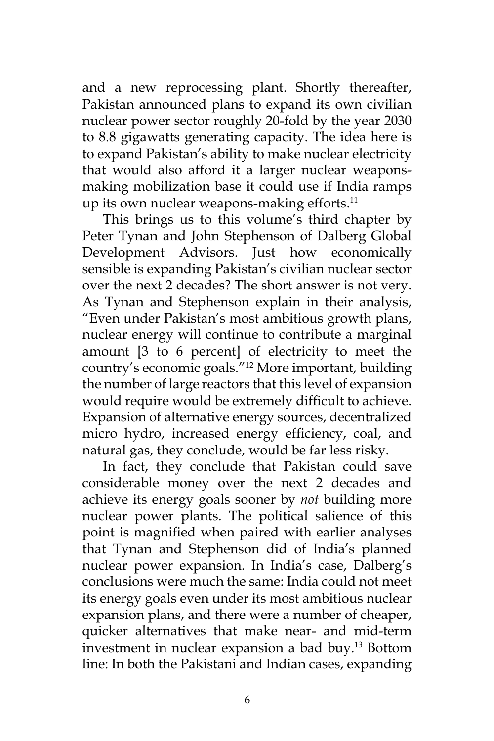and a new reprocessing plant. Shortly thereafter, Pakistan announced plans to expand its own civilian nuclear power sector roughly 20-fold by the year 2030 to 8.8 gigawatts generating capacity. The idea here is to expand Pakistan's ability to make nuclear electricity that would also afford it a larger nuclear weapons-making mobilization base it could use if India ramps up its own nuclear weapons-making efforts.[11]

This brings us to this volume's third chapter by Peter Tynan and John Stephenson of Dalberg Global Development Advisors. Just how economically sensible is expanding Pakistan's civilian nuclear sector over the next 2 decades? The short answer is not very. As Tynan and Stephenson explain in their analysis, "Even under Pakistan's most ambitious growth plans, nuclear energy will continue to contribute a marginal amount [3 to 6 percent] of electricity to meet the country's economic goals."[12] More important, building the number of large reactors that this level of expansion would require would be extremely difficult to achieve. Expansion of alternative energy sources, decentralized micro hydro, increased energy efficiency, coal, and natural gas, they conclude, would be far less risky.

In fact, they conclude that Pakistan could save considerable money over the next 2 decades and achieve its energy goals sooner by *not* building more nuclear power plants. The political salience of this point is magnified when paired with earlier analyses that Tynan and Stephenson did of India's planned nuclear power expansion. In India's case, Dalberg's conclusions were much the same: India could not meet its energy goals even under its most ambitious nuclear expansion plans, and there were a number of cheaper, quicker alternatives that make near- and mid-term investment in nuclear expansion a bad buy.[13] Bottom line: In both the Pakistani and Indian cases, expanding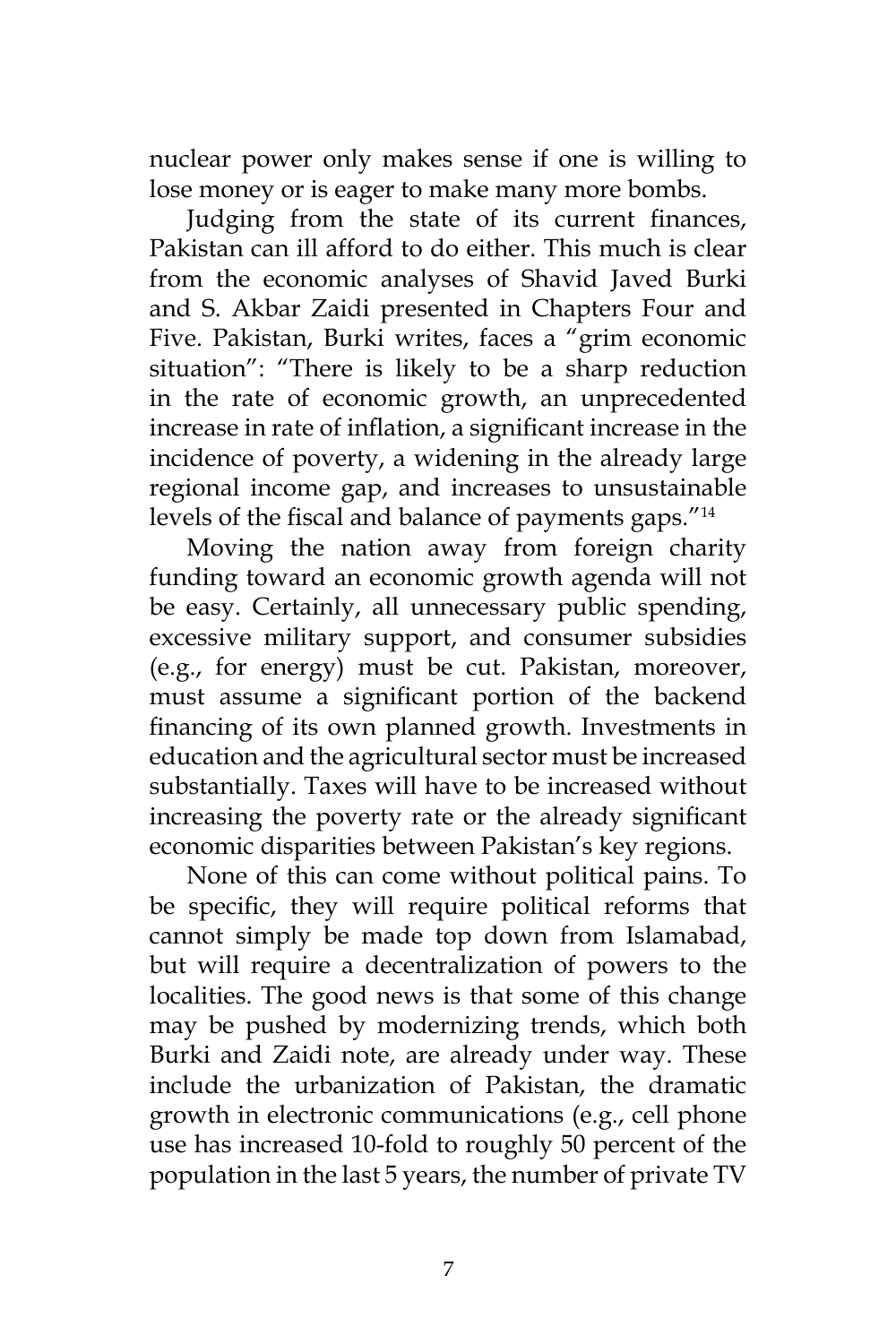nuclear power only makes sense if one is willing to lose money or is eager to make many more bombs.

Judging from the state of its current finances, Pakistan can ill afford to do either. This much is clear from the economic analyses of Shavid Javed Burki and S. Akbar Zaidi presented in Chapters Four and Five. Pakistan, Burki writes, faces a "grim economic situation": "There is likely to be a sharp reduction in the rate of economic growth, an unprecedented increase in rate of inflation, a significant increase in the incidence of poverty, a widening in the already large regional income gap, and increases to unsustainable levels of the fiscal and balance of payments gaps."[14]

Moving the nation away from foreign charity funding toward an economic growth agenda will not be easy. Certainly, all unnecessary public spending, excessive military support, and consumer subsidies (e.g., for energy) must be cut. Pakistan, moreover, must assume a significant portion of the backend financing of its own planned growth. Investments in education and the agricultural sector must be increased substantially. Taxes will have to be increased without increasing the poverty rate or the already significant economic disparities between Pakistan's key regions.

None of this can come without political pains. To be specific, they will require political reforms that cannot simply be made top down from Islamabad, but will require a decentralization of powers to the localities. The good news is that some of this change may be pushed by modernizing trends, which both Burki and Zaidi note, are already under way. These include the urbanization of Pakistan, the dramatic growth in electronic communications (e.g., cell phone use has increased 10-fold to roughly 50 percent of the population in the last 5 years, the number of private TV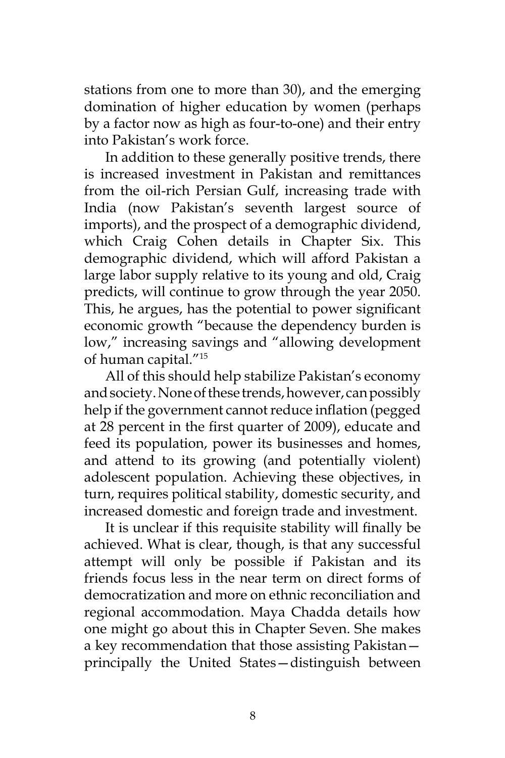stations from one to more than 30), and the emerging domination of higher education by women (perhaps by a factor now as high as four-to-one) and their entry into Pakistan's work force.

In addition to these generally positive trends, there is increased investment in Pakistan and remittances from the oil-rich Persian Gulf, increasing trade with India (now Pakistan's seventh largest source of imports), and the prospect of a demographic dividend, which Craig Cohen details in Chapter Six. This demographic dividend, which will afford Pakistan a large labor supply relative to its young and old, Craig predicts, will continue to grow through the year 2050. This, he argues, has the potential to power significant economic growth "because the dependency burden is low," increasing savings and "allowing development of human capital."[15]

All of this should help stabilize Pakistan's economy and society. None of these trends, however, can possibly help if the government cannot reduce inflation (pegged at 28 percent in the first quarter of 2009), educate and feed its population, power its businesses and homes, and attend to its growing (and potentially violent) adolescent population. Achieving these objectives, in turn, requires political stability, domestic security, and increased domestic and foreign trade and investment.

It is unclear if this requisite stability will finally be achieved. What is clear, though, is that any successful attempt will only be possible if Pakistan and its friends focus less in the near term on direct forms of democratization and more on ethnic reconciliation and regional accommodation. Maya Chadda details how one might go about this in Chapter Seven. She makes a key recommendation that those assisting Pakistan—principally the United States—distinguish between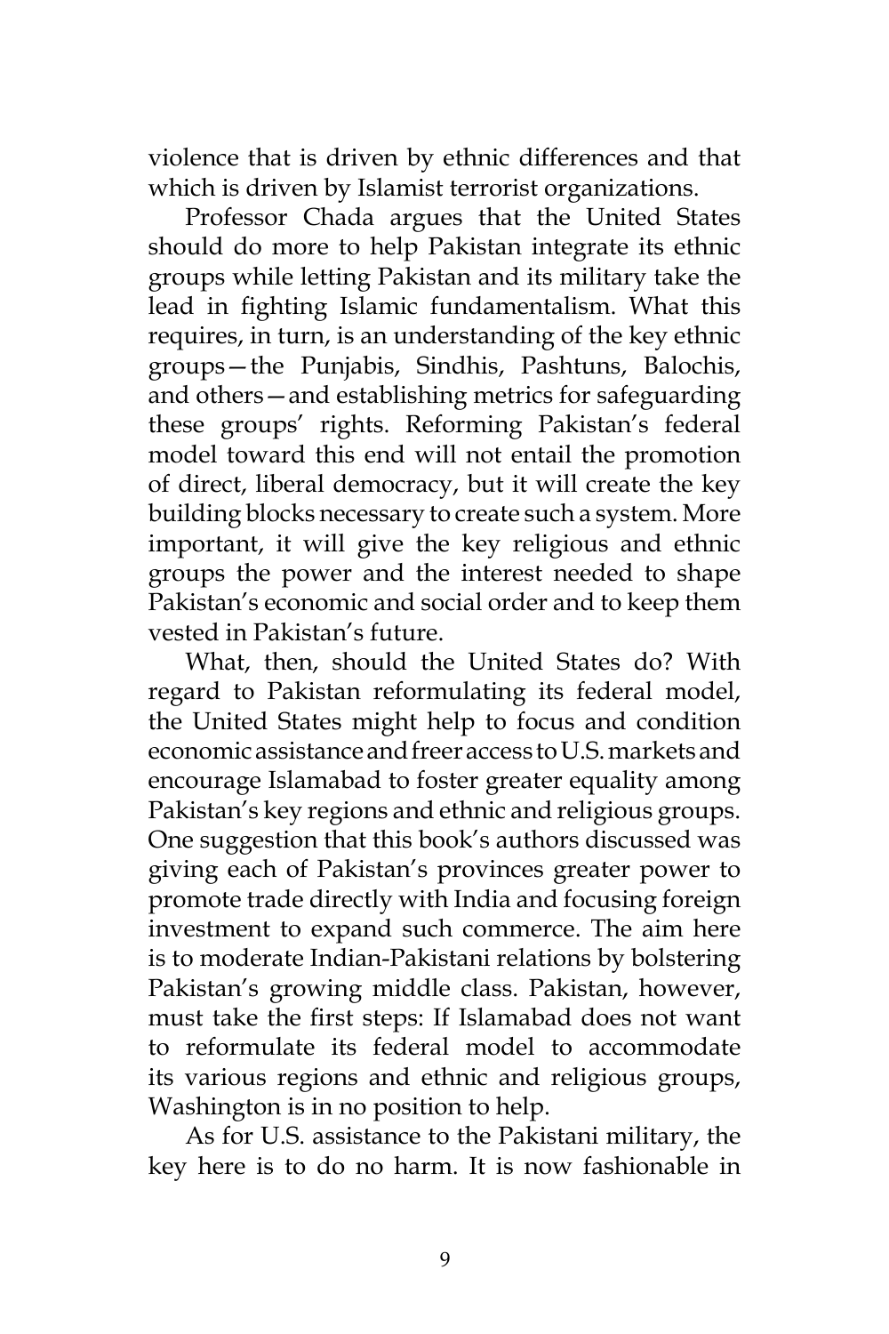violence that is driven by ethnic differences and that which is driven by Islamist terrorist organizations.

Professor Chada argues that the United States should do more to help Pakistan integrate its ethnic groups while letting Pakistan and its military take the lead in fighting Islamic fundamentalism. What this requires, in turn, is an understanding of the key ethnic groups—the Punjabis, Sindhis, Pashtuns, Balochis, and others—and establishing metrics for safeguarding these groups' rights. Reforming Pakistan's federal model toward this end will not entail the promotion of direct, liberal democracy, but it will create the key building blocks necessary to create such a system. More important, it will give the key religious and ethnic groups the power and the interest needed to shape Pakistan's economic and social order and to keep them vested in Pakistan's future.

What, then, should the United States do? With regard to Pakistan reformulating its federal model, the United States might help to focus and condition economic assistance and freer access to U.S. markets and encourage Islamabad to foster greater equality among Pakistan's key regions and ethnic and religious groups. One suggestion that this book's authors discussed was giving each of Pakistan's provinces greater power to promote trade directly with India and focusing foreign investment to expand such commerce. The aim here is to moderate Indian-Pakistani relations by bolstering Pakistan's growing middle class. Pakistan, however, must take the first steps: If Islamabad does not want to reformulate its federal model to accommodate its various regions and ethnic and religious groups, Washington is in no position to help.

As for U.S. assistance to the Pakistani military, the key here is to do no harm. It is now fashionable in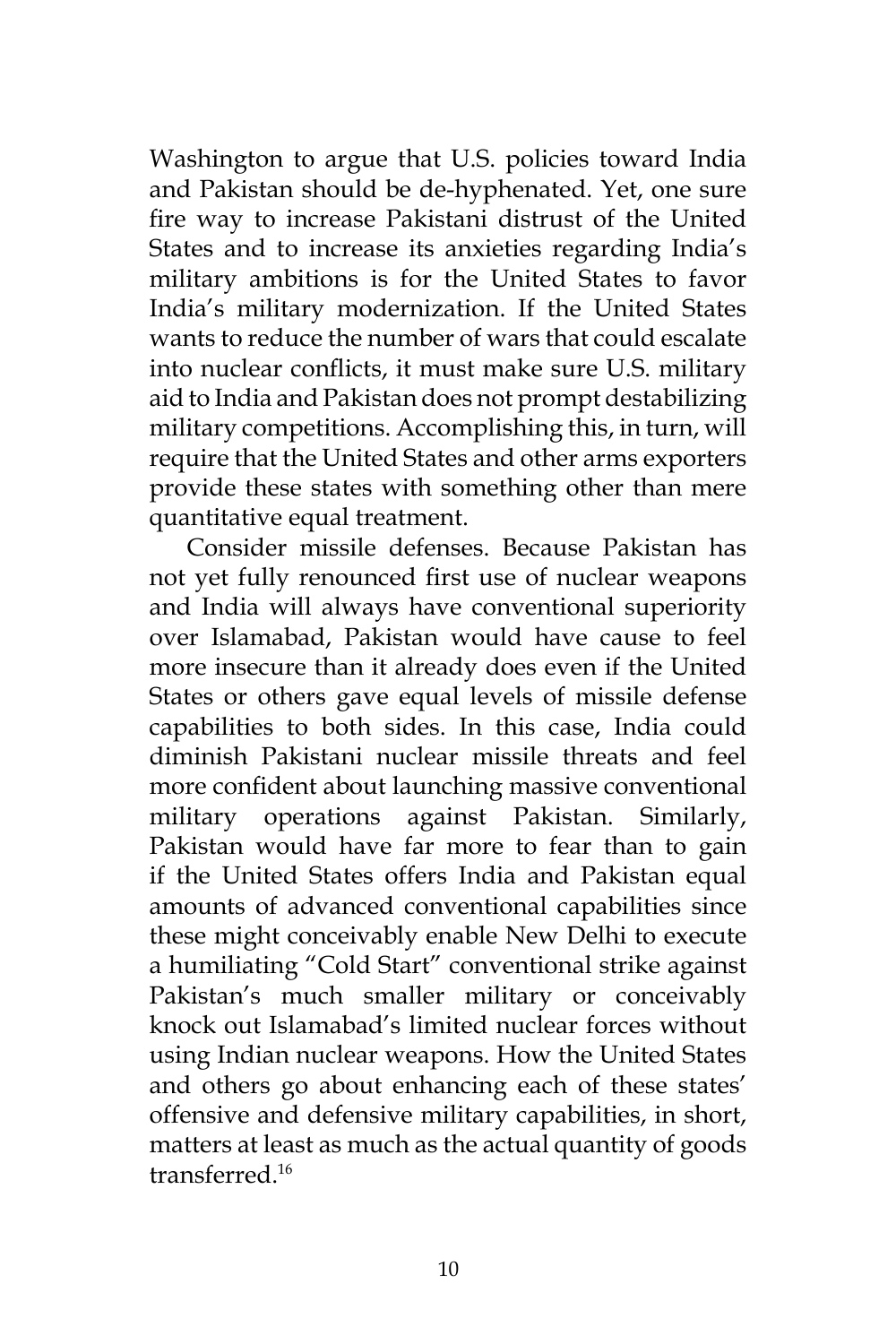Washington to argue that U.S. policies toward India and Pakistan should be de-hyphenated. Yet, one sure fire way to increase Pakistani distrust of the United States and to increase its anxieties regarding India's military ambitions is for the United States to favor India's military modernization. If the United States wants to reduce the number of wars that could escalate into nuclear conflicts, it must make sure U.S. military aid to India and Pakistan does not prompt destabilizing military competitions. Accomplishing this, in turn, will require that the United States and other arms exporters provide these states with something other than mere quantitative equal treatment.

Consider missile defenses. Because Pakistan has not yet fully renounced first use of nuclear weapons and India will always have conventional superiority over Islamabad, Pakistan would have cause to feel more insecure than it already does even if the United States or others gave equal levels of missile defense capabilities to both sides. In this case, India could diminish Pakistani nuclear missile threats and feel more confident about launching massive conventional military operations against Pakistan. Similarly, Pakistan would have far more to fear than to gain if the United States offers India and Pakistan equal amounts of advanced conventional capabilities since these might conceivably enable New Delhi to execute a humiliating "Cold Start" conventional strike against Pakistan's much smaller military or conceivably knock out Islamabad's limited nuclear forces without using Indian nuclear weapons. How the United States and others go about enhancing each of these states' offensive and defensive military capabilities, in short, matters at least as much as the actual quantity of goods transferred.[16]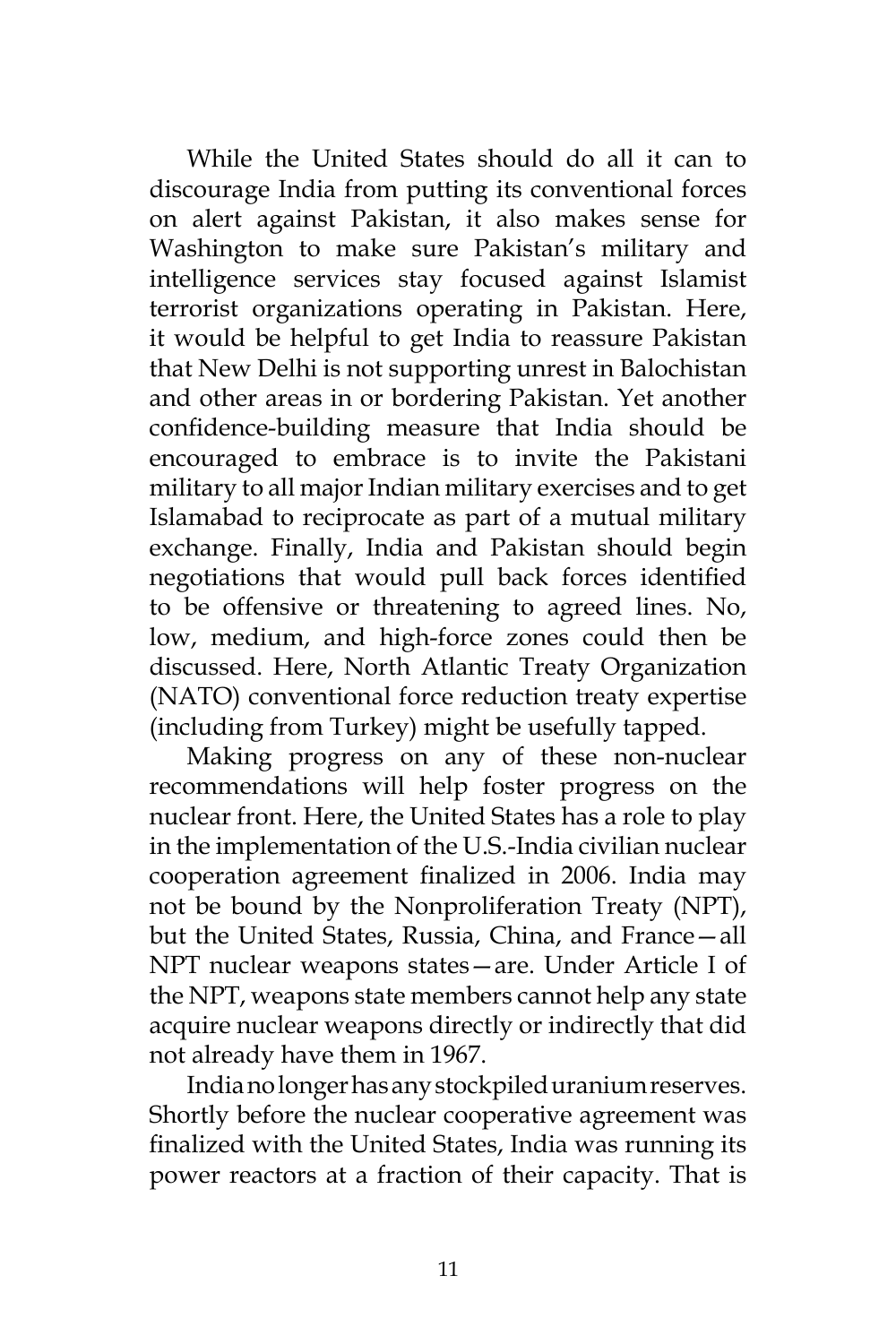While the United States should do all it can to discourage India from putting its conventional forces on alert against Pakistan, it also makes sense for Washington to make sure Pakistan's military and intelligence services stay focused against Islamist terrorist organizations operating in Pakistan. Here, it would be helpful to get India to reassure Pakistan that New Delhi is not supporting unrest in Balochistan and other areas in or bordering Pakistan. Yet another confidence-building measure that India should be encouraged to embrace is to invite the Pakistani military to all major Indian military exercises and to get Islamabad to reciprocate as part of a mutual military exchange. Finally, India and Pakistan should begin negotiations that would pull back forces identified to be offensive or threatening to agreed lines. No, low, medium, and high-force zones could then be discussed. Here, North Atlantic Treaty Organization (NATO) conventional force reduction treaty expertise (including from Turkey) might be usefully tapped.

Making progress on any of these non-nuclear recommendations will help foster progress on the nuclear front. Here, the United States has a role to play in the implementation of the U.S.-India civilian nuclear cooperation agreement finalized in 2006. India may not be bound by the Nonproliferation Treaty (NPT), but the United States, Russia, China, and France—all NPT nuclear weapons states—are. Under Article I of the NPT, weapons state members cannot help any state acquire nuclear weapons directly or indirectly that did not already have them in 1967.

India no longer has any stockpiled uranium reserves. Shortly before the nuclear cooperative agreement was finalized with the United States, India was running its power reactors at a fraction of their capacity. That is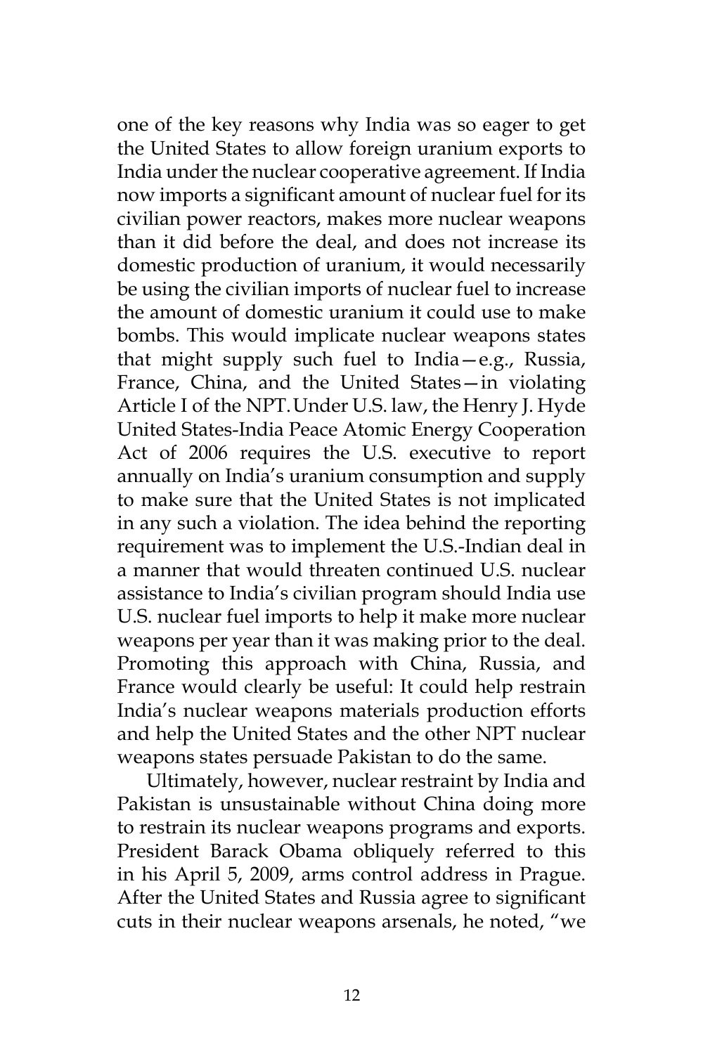one of the key reasons why India was so eager to get the United States to allow foreign uranium exports to India under the nuclear cooperative agreement. If India now imports a significant amount of nuclear fuel for its civilian power reactors, makes more nuclear weapons than it did before the deal, and does not increase its domestic production of uranium, it would necessarily be using the civilian imports of nuclear fuel to increase the amount of domestic uranium it could use to make bombs. This would implicate nuclear weapons states that might supply such fuel to India—e.g., Russia, France, China, and the United States—in violating Article I of the NPT. Under U.S. law, the Henry J. Hyde United States-India Peace Atomic Energy Cooperation Act of 2006 requires the U.S. executive to report annually on India's uranium consumption and supply to make sure that the United States is not implicated in any such a violation. The idea behind the reporting requirement was to implement the U.S.-Indian deal in a manner that would threaten continued U.S. nuclear assistance to India's civilian program should India use U.S. nuclear fuel imports to help it make more nuclear weapons per year than it was making prior to the deal. Promoting this approach with China, Russia, and France would clearly be useful: It could help restrain India's nuclear weapons materials production efforts and help the United States and the other NPT nuclear weapons states persuade Pakistan to do the same.

Ultimately, however, nuclear restraint by India and Pakistan is unsustainable without China doing more to restrain its nuclear weapons programs and exports. President Barack Obama obliquely referred to this in his April 5, 2009, arms control address in Prague. After the United States and Russia agree to significant cuts in their nuclear weapons arsenals, he noted, "we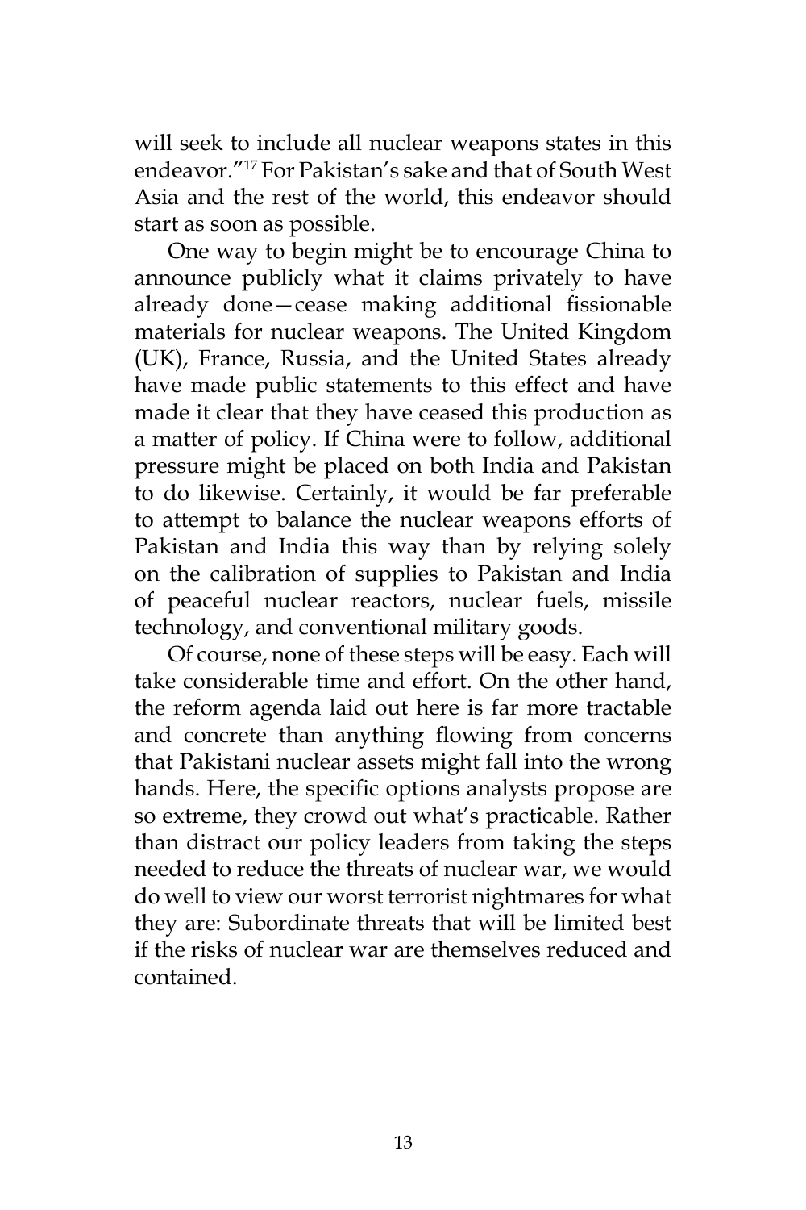will seek to include all nuclear weapons states in this endeavor."[17] For Pakistan's sake and that of South West Asia and the rest of the world, this endeavor should start as soon as possible.

One way to begin might be to encourage China to announce publicly what it claims privately to have already done—cease making additional fissionable materials for nuclear weapons. The United Kingdom (UK), France, Russia, and the United States already have made public statements to this effect and have made it clear that they have ceased this production as a matter of policy. If China were to follow, additional pressure might be placed on both India and Pakistan to do likewise. Certainly, it would be far preferable to attempt to balance the nuclear weapons efforts of Pakistan and India this way than by relying solely on the calibration of supplies to Pakistan and India of peaceful nuclear reactors, nuclear fuels, missile technology, and conventional military goods.

Of course, none of these steps will be easy. Each will take considerable time and effort. On the other hand, the reform agenda laid out here is far more tractable and concrete than anything flowing from concerns that Pakistani nuclear assets might fall into the wrong hands. Here, the specific options analysts propose are so extreme, they crowd out what's practicable. Rather than distract our policy leaders from taking the steps needed to reduce the threats of nuclear war, we would do well to view our worst terrorist nightmares for what they are: Subordinate threats that will be limited best if the risks of nuclear war are themselves reduced and contained.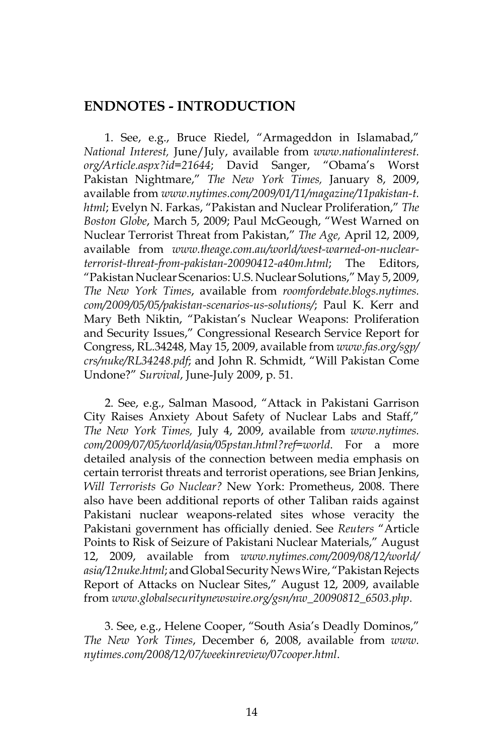## ENDNOTES - INTRODUCTION

1. See, e.g., Bruce Riedel, "Armageddon in Islamabad," *National Interest,* June/July, available from *www.nationalinterest.org/Article.aspx?id=21644*; David Sanger, "Obama's Worst Pakistan Nightmare," *The New York Times,* January 8, 2009, available from *www.nytimes.com/2009/01/11/magazine/11pakistan-t.html*; Evelyn N. Farkas, "Pakistan and Nuclear Proliferation," *The Boston Globe*, March 5, 2009; Paul McGeough, "West Warned on Nuclear Terrorist Threat from Pakistan," *The Age,* April 12, 2009, available from *www.theage.com.au/world/west-warned-on-nuclear-terrorist-threat-from-pakistan-20090412-a40m.html*; The Editors, "Pakistan Nuclear Scenarios: U.S. Nuclear Solutions," May 5, 2009, *The New York Times*, available from *roomfordebate.blogs.nytimes.com/2009/05/05/pakistan-scenarios-us-solutions/*; Paul K. Kerr and Mary Beth Niktin, "Pakistan's Nuclear Weapons: Proliferation and Security Issues," Congressional Research Service Report for Congress, RL.34248, May 15, 2009, available from *www.fas.org/sgp/crs/nuke/RL34248.pdf*; and John R. Schmidt, "Will Pakistan Come Undone?" *Survival*, June-July 2009, p. 51.

2. See, e.g., Salman Masood, "Attack in Pakistani Garrison City Raises Anxiety About Safety of Nuclear Labs and Staff," *The New York Times,* July 4, 2009, available from *www.nytimes.com/2009/07/05/world/asia/05pstan.html?ref=world*. For a more detailed analysis of the connection between media emphasis on certain terrorist threats and terrorist operations, see Brian Jenkins, *Will Terrorists Go Nuclear?* New York: Prometheus, 2008. There also have been additional reports of other Taliban raids against Pakistani nuclear weapons-related sites whose veracity the Pakistani government has officially denied. See *Reuters* "Article Points to Risk of Seizure of Pakistani Nuclear Materials," August 12, 2009, available from *www.nytimes.com/2009/08/12/world/asia/12nuke.html*; and Global Security News Wire, "Pakistan Rejects Report of Attacks on Nuclear Sites," August 12, 2009, available from *www.globalsecuritynewswire.org/gsn/nw_20090812_6503.php*.

3. See, e.g., Helene Cooper, "South Asia's Deadly Dominos," *The New York Times*, December 6, 2008, available from *www.nytimes.com/2008/12/07/weekinreview/07cooper.html*.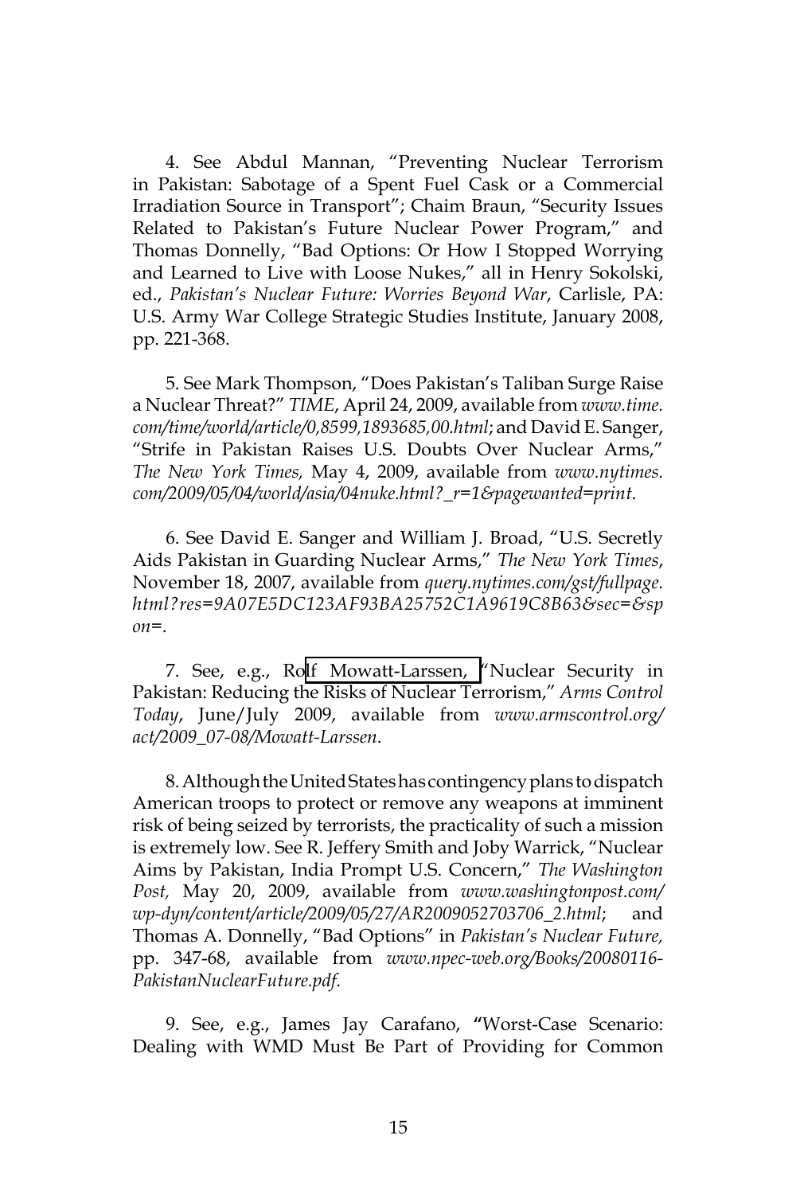4. See Abdul Mannan, "Preventing Nuclear Terrorism in Pakistan: Sabotage of a Spent Fuel Cask or a Commercial Irradiation Source in Transport"; Chaim Braun, "Security Issues Related to Pakistan's Future Nuclear Power Program," and Thomas Donnelly, "Bad Options: Or How I Stopped Worrying and Learned to Live with Loose Nukes," all in Henry Sokolski, ed., *Pakistan's Nuclear Future: Worries Beyond War*, Carlisle, PA: U.S. Army War College Strategic Studies Institute, January 2008, pp. 221-368.

5. See Mark Thompson, "Does Pakistan's Taliban Surge Raise a Nuclear Threat?" *TIME*, April 24, 2009, available from *www.time.com/time/world/article/0,8599,1893685,00.html*; and David E. Sanger, "Strife in Pakistan Raises U.S. Doubts Over Nuclear Arms," *The New York Times,* May 4, 2009, available from *www.nytimes.com/2009/05/04/world/asia/04nuke.html?_r=1&pagewanted=print*.

6. See David E. Sanger and William J. Broad, "U.S. Secretly Aids Pakistan in Guarding Nuclear Arms," *The New York Times*, November 18, 2007, available from *query.nytimes.com/gst/fullpage.html?res=9A07E5DC123AF93BA25752C1A9619C8B63&sec=&spon=*.

7. See, e.g., Rolf Mowatt-Larssen, "Nuclear Security in Pakistan: Reducing the Risks of Nuclear Terrorism," *Arms Control Today*, June/July 2009, available from *www.armscontrol.org/act/2009_07-08/Mowatt-Larssen*.

8. Although the United States has contingency plans to dispatch American troops to protect or remove any weapons at imminent risk of being seized by terrorists, the practicality of such a mission is extremely low. See R. Jeffery Smith and Joby Warrick, "Nuclear Aims by Pakistan, India Prompt U.S. Concern," *The Washington Post,* May 20, 2009, available from *www.washingtonpost.com/wp-dyn/content/article/2009/05/27/AR2009052703706_2.html*; and Thomas A. Donnelly, "Bad Options" in *Pakistan's Nuclear Future,* pp. 347-68, available from *www.npec-web.org/Books/20080116-PakistanNuclearFuture.pdf*.

9. See, e.g., James Jay Carafano, **"**Worst-Case Scenario: Dealing with WMD Must Be Part of Providing for Common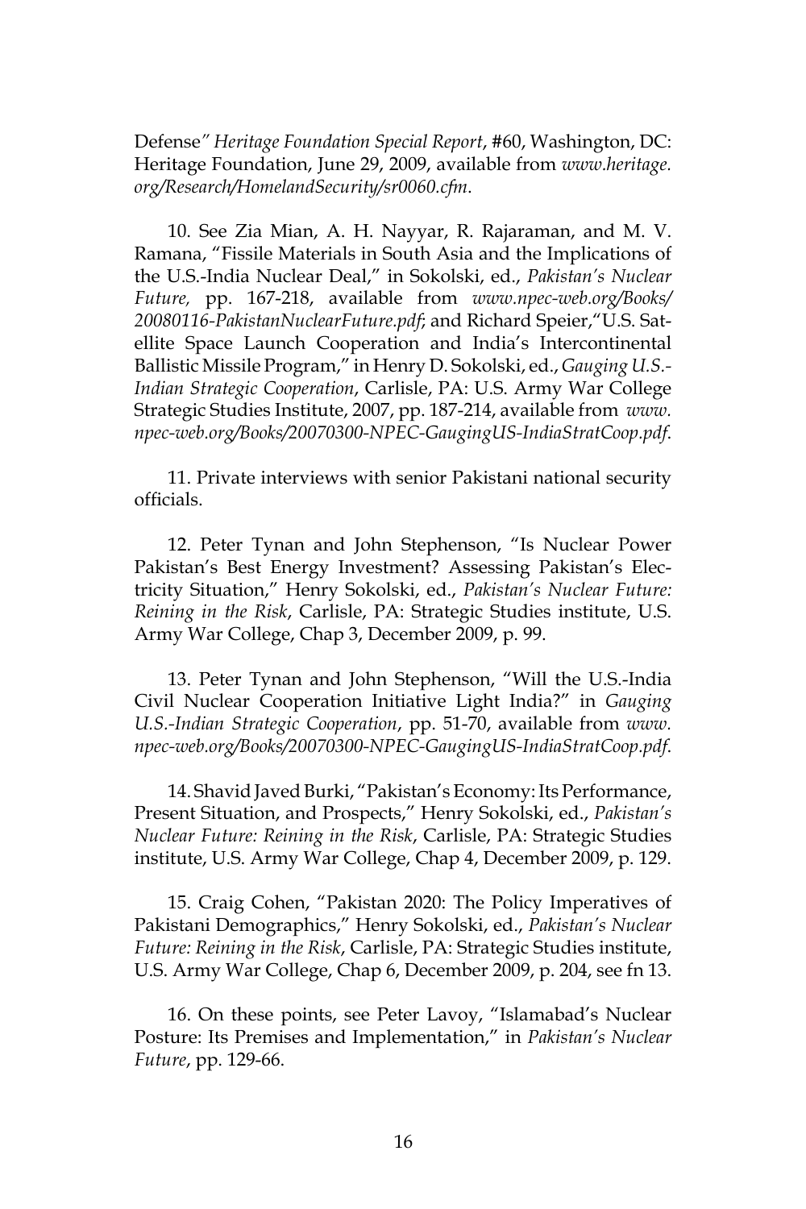Defense" *Heritage Foundation Special Report*, #60, Washington, DC: Heritage Foundation, June 29, 2009, available from *www.heritage.org/Research/HomelandSecurity/sr0060.cfm*.

10. See Zia Mian, A. H. Nayyar, R. Rajaraman, and M. V. Ramana, "Fissile Materials in South Asia and the Implications of the U.S.-India Nuclear Deal," in Sokolski, ed., *Pakistan's Nuclear Future,* pp. 167-218, available from *www.npec-web.org/Books/20080116-PakistanNuclearFuture.pdf*; and Richard Speier,"U.S. Satellite Space Launch Cooperation and India's Intercontinental Ballistic Missile Program," in Henry D. Sokolski, ed., *Gauging U.S.-Indian Strategic Cooperation*, Carlisle, PA: U.S. Army War College Strategic Studies Institute, 2007, pp. 187-214, available from *www.npec-web.org/Books/20070300-NPEC-GaugingUS-IndiaStratCoop.pdf*.

11. Private interviews with senior Pakistani national security officials.

12. Peter Tynan and John Stephenson, "Is Nuclear Power Pakistan's Best Energy Investment? Assessing Pakistan's Electricity Situation," Henry Sokolski, ed., *Pakistan's Nuclear Future: Reining in the Risk*, Carlisle, PA: Strategic Studies institute, U.S. Army War College, Chap 3, December 2009, p. 99.

13. Peter Tynan and John Stephenson, "Will the U.S.-India Civil Nuclear Cooperation Initiative Light India?" in *Gauging U.S.-Indian Strategic Cooperation*, pp. 51-70, available from *www.npec-web.org/Books/20070300-NPEC-GaugingUS-IndiaStratCoop.pdf*.

14. Shavid Javed Burki, "Pakistan's Economy: Its Performance, Present Situation, and Prospects," Henry Sokolski, ed., *Pakistan's Nuclear Future: Reining in the Risk*, Carlisle, PA: Strategic Studies institute, U.S. Army War College, Chap 4, December 2009, p. 129.

15. Craig Cohen, "Pakistan 2020: The Policy Imperatives of Pakistani Demographics," Henry Sokolski, ed., *Pakistan's Nuclear Future: Reining in the Risk*, Carlisle, PA: Strategic Studies institute, U.S. Army War College, Chap 6, December 2009, p. 204, see fn 13.

16. On these points, see Peter Lavoy, "Islamabad's Nuclear Posture: Its Premises and Implementation," in *Pakistan's Nuclear Future*, pp. 129-66.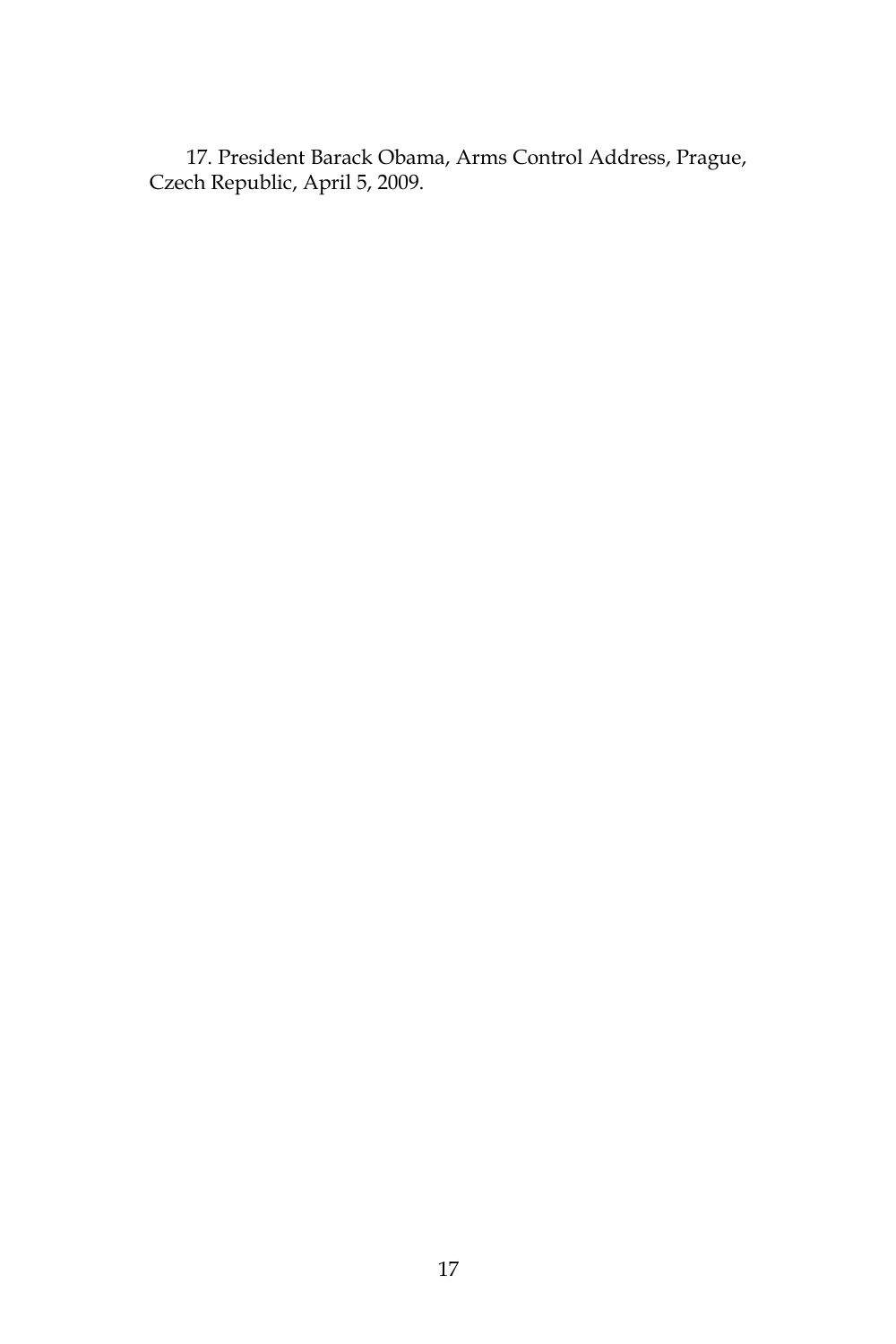17. President Barack Obama, Arms Control Address, Prague, Czech Republic, April 5, 2009.